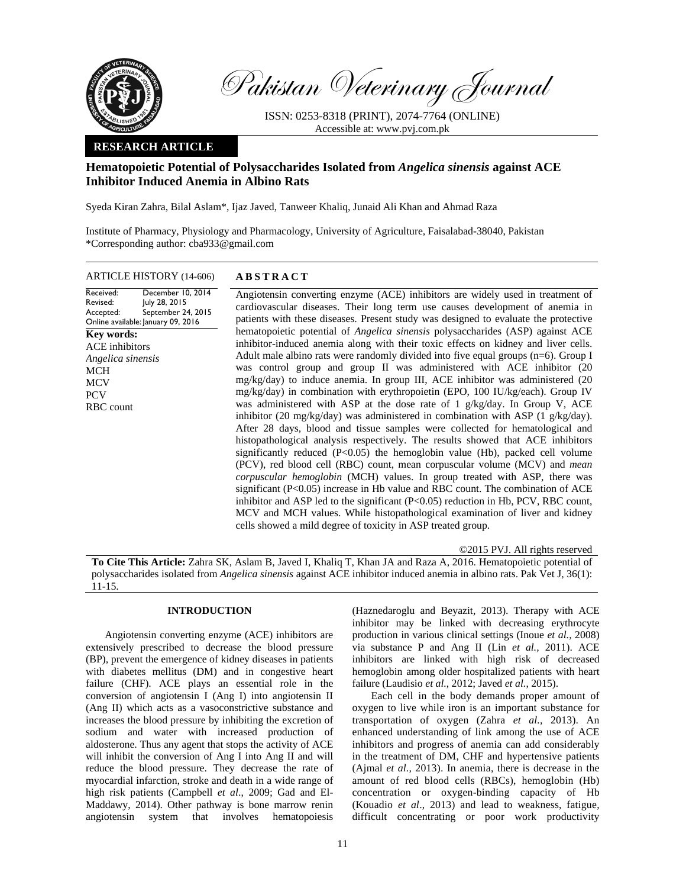Pakistan Veterinary Journal

ISSN: 0253-8318 (PRINT), 2074-7764 (ONLINE)
Accessible at: www.pvj.com.pk

**RESEARCH ARTICLE**

# Hematopoietic Potential of Polysaccharides Isolated from *Angelica sinensis* against ACE Inhibitor Induced Anemia in Albino Rats

Syeda Kiran Zahra, Bilal Aslam*, Ijaz Javed, Tanweer Khaliq, Junaid Ali Khan and Ahmad Raza

Institute of Pharmacy, Physiology and Pharmacology, University of Agriculture, Faisalabad-38040, Pakistan
*Corresponding author: cba933@gmail.com

**ARTICLE HISTORY** (14-606)

Received: December 10, 2014
Revised: July 28, 2015
Accepted: September 24, 2015
Online available: January 09, 2016

**Key words:**
ACE inhibitors
*Angelica sinensis*
MCH
MCV
PCV
RBC count

## ABSTRACT

Angiotensin converting enzyme (ACE) inhibitors are widely used in treatment of cardiovascular diseases. Their long term use causes development of anemia in patients with these diseases. Present study was designed to evaluate the protective hematopoietic potential of *Angelica sinensis* polysaccharides (ASP) against ACE inhibitor-induced anemia along with their toxic effects on kidney and liver cells. Adult male albino rats were randomly divided into five equal groups (n=6). Group I was control group and group II was administered with ACE inhibitor (20 mg/kg/day) to induce anemia. In group III, ACE inhibitor was administered (20 mg/kg/day) in combination with erythropoietin (EPO, 100 IU/kg/each). Group IV was administered with ASP at the dose rate of 1 g/kg/day. In Group V, ACE inhibitor (20 mg/kg/day) was administered in combination with ASP (1 g/kg/day). After 28 days, blood and tissue samples were collected for hematological and histopathological analysis respectively. The results showed that ACE inhibitors significantly reduced ($P<0.05$) the hemoglobin value (Hb), packed cell volume (PCV), red blood cell (RBC) count, mean corpuscular volume (MCV) and *mean corpuscular hemoglobin* (MCH) values. In group treated with ASP, there was significant ($P<0.05$) increase in Hb value and RBC count. The combination of ACE inhibitor and ASP led to the significant ($P<0.05$) reduction in Hb, PCV, RBC count, MCV and MCH values. While histopathological examination of liver and kidney cells showed a mild degree of toxicity in ASP treated group.

©2015 PVJ. All rights reserved

**To Cite This Article:** Zahra SK, Aslam B, Javed I, Khaliq T, Khan JA and Raza A, 2016. Hematopoietic potential of polysaccharides isolated from *Angelica sinensis* against ACE inhibitor induced anemia in albino rats. Pak Vet J, 36(1): 11-15.

## INTRODUCTION

Angiotensin converting enzyme (ACE) inhibitors are extensively prescribed to decrease the blood pressure (BP), prevent the emergence of kidney diseases in patients with diabetes mellitus (DM) and in congestive heart failure (CHF). ACE plays an essential role in the conversion of angiotensin I (Ang I) into angiotensin II (Ang II) which acts as a vasoconstrictive substance and increases the blood pressure by inhibiting the excretion of sodium and water with increased production of aldosterone. Thus any agent that stops the activity of ACE will inhibit the conversion of Ang I into Ang II and will reduce the blood pressure. They decrease the rate of myocardial infarction, stroke and death in a wide range of high risk patients (Campbell *et al*., 2009; Gad and El-Maddawy, 2014). Other pathway is bone marrow renin angiotensin system that involves hematopoiesis (Haznedaroglu and Beyazit, 2013). Therapy with ACE inhibitor may be linked with decreasing erythrocyte production in various clinical settings (Inoue *et al.*, 2008) via substance P and Ang II (Lin *et al.*, 2011). ACE inhibitors are linked with high risk of decreased hemoglobin among older hospitalized patients with heart failure (Laudisio *et al.*, 2012; Javed *et al.*, 2015).

Each cell in the body demands proper amount of oxygen to live while iron is an important substance for transportation of oxygen (Zahra *et al.*, 2013). An enhanced understanding of link among the use of ACE inhibitors and progress of anemia can add considerably in the treatment of DM, CHF and hypertensive patients (Ajmal *et al.*, 2013). In anemia, there is decrease in the amount of red blood cells (RBCs), hemoglobin (Hb) concentration or oxygen-binding capacity of Hb (Kouadio *et al*., 2013) and lead to weakness, fatigue, difficult concentrating or poor work productivity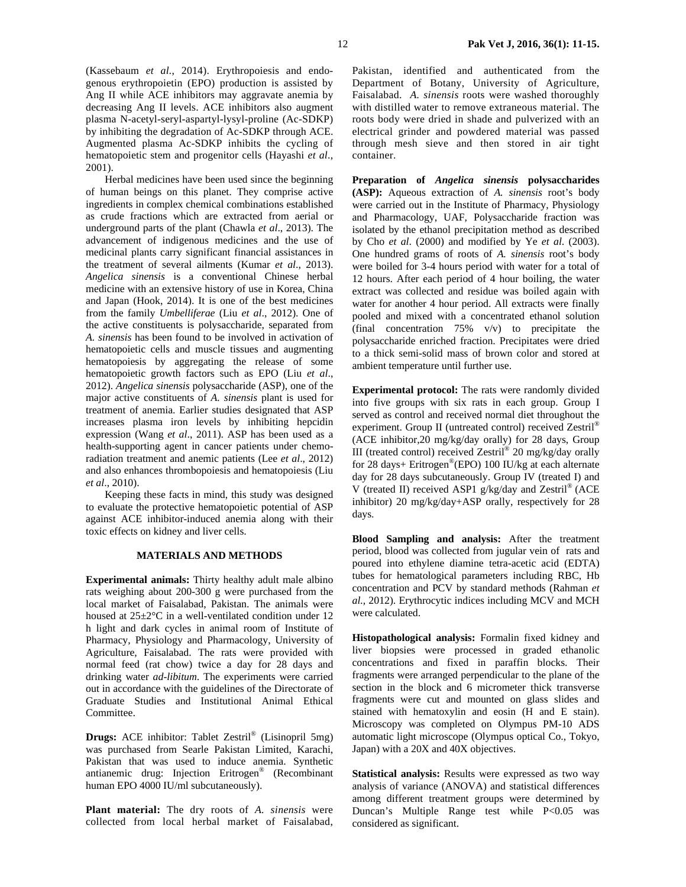(Kassebaum *et al.*, 2014). Erythropoiesis and endogenous erythropoietin (EPO) production is assisted by Ang II while ACE inhibitors may aggravate anemia by decreasing Ang II levels. ACE inhibitors also augment plasma N-acetyl-seryl-aspartyl-lysyl-proline (Ac-SDKP) by inhibiting the degradation of Ac-SDKP through ACE. Augmented plasma Ac-SDKP inhibits the cycling of hematopoietic stem and progenitor cells (Hayashi *et al*., 2001).

Herbal medicines have been used since the beginning of human beings on this planet. They comprise active ingredients in complex chemical combinations established as crude fractions which are extracted from aerial or underground parts of the plant (Chawla *et al*., 2013). The advancement of indigenous medicines and the use of medicinal plants carry significant financial assistances in the treatment of several ailments (Kumar *et al*., 2013). *Angelica sinensis* is a conventional Chinese herbal medicine with an extensive history of use in Korea, China and Japan (Hook, 2014). It is one of the best medicines from the family *Umbelliferae* (Liu *et al*., 2012). One of the active constituents is polysaccharide, separated from *A. sinensis* has been found to be involved in activation of hematopoietic cells and muscle tissues and augmenting hematopoiesis by aggregating the release of some hematopoietic growth factors such as EPO (Liu *et al*., 2012). *Angelica sinensis* polysaccharide (ASP), one of the major active constituents of *A. sinensis* plant is used for treatment of anemia. Earlier studies designated that ASP increases plasma iron levels by inhibiting hepcidin expression (Wang *et al*., 2011). ASP has been used as a health-supporting agent in cancer patients under chemo-radiation treatment and anemic patients (Lee *et al*., 2012) and also enhances thrombopoiesis and hematopoiesis (Liu *et al*., 2010).

Keeping these facts in mind, this study was designed to evaluate the protective hematopoietic potential of ASP against ACE inhibitor-induced anemia along with their toxic effects on kidney and liver cells.

## MATERIALS AND METHODS

**Experimental animals:** Thirty healthy adult male albino rats weighing about 200-300 g were purchased from the local market of Faisalabad, Pakistan. The animals were housed at 25±2°C in a well-ventilated condition under 12 h light and dark cycles in animal room of Institute of Pharmacy, Physiology and Pharmacology, University of Agriculture, Faisalabad. The rats were provided with normal feed (rat chow) twice a day for 28 days and drinking water *ad-libitum*. The experiments were carried out in accordance with the guidelines of the Directorate of Graduate Studies and Institutional Animal Ethical Committee.

**Drugs:** ACE inhibitor: Tablet Zestril® (Lisinopril 5mg) was purchased from Searle Pakistan Limited, Karachi, Pakistan that was used to induce anemia. Synthetic antianemic drug: Injection Eritrogen® (Recombinant human EPO 4000 IU/ml subcutaneously).

**Plant material:** The dry roots of *A. sinensis* were collected from local herbal market of Faisalabad, Pakistan, identified and authenticated from the Department of Botany, University of Agriculture, Faisalabad. *A. sinensis* roots were washed thoroughly with distilled water to remove extraneous material. The roots body were dried in shade and pulverized with an electrical grinder and powdered material was passed through mesh sieve and then stored in air tight container.

**Preparation of *Angelica sinensis* polysaccharides (ASP):** Aqueous extraction of *A. sinensis* root's body were carried out in the Institute of Pharmacy, Physiology and Pharmacology, UAF, Polysaccharide fraction was isolated by the ethanol precipitation method as described by Cho *et al*. (2000) and modified by Ye *et al*. (2003). One hundred grams of roots of *A. sinensis* root's body were boiled for 3-4 hours period with water for a total of 12 hours. After each period of 4 hour boiling, the water extract was collected and residue was boiled again with water for another 4 hour period. All extracts were finally pooled and mixed with a concentrated ethanol solution (final concentration 75% v/v) to precipitate the polysaccharide enriched fraction. Precipitates were dried to a thick semi-solid mass of brown color and stored at ambient temperature until further use.

**Experimental protocol:** The rats were randomly divided into five groups with six rats in each group. Group I served as control and received normal diet throughout the experiment. Group II (untreated control) received Zestril® (ACE inhibitor,20 mg/kg/day orally) for 28 days, Group III (treated control) received Zestril® 20 mg/kg/day orally for 28 days+ Eritrogen®(EPO) 100 IU/kg at each alternate day for 28 days subcutaneously. Group IV (treated I) and V (treated II) received ASP1 g/kg/day and Zestril® (ACE inhibitor) 20 mg/kg/day+ASP orally, respectively for 28 days.

**Blood Sampling and analysis:** After the treatment period, blood was collected from jugular vein of rats and poured into ethylene diamine tetra-acetic acid (EDTA) tubes for hematological parameters including RBC, Hb concentration and PCV by standard methods (Rahman *et al.*, 2012). Erythrocytic indices including MCV and MCH were calculated.

**Histopathological analysis:** Formalin fixed kidney and liver biopsies were processed in graded ethanolic concentrations and fixed in paraffin blocks. Their fragments were arranged perpendicular to the plane of the section in the block and 6 micrometer thick transverse fragments were cut and mounted on glass slides and stained with hematoxylin and eosin (H and E stain). Microscopy was completed on Olympus PM-10 ADS automatic light microscope (Olympus optical Co., Tokyo, Japan) with a 20X and 40X objectives.

**Statistical analysis:** Results were expressed as two way analysis of variance (ANOVA) and statistical differences among different treatment groups were determined by Duncan's Multiple Range test while $P<0.05$ was considered as significant.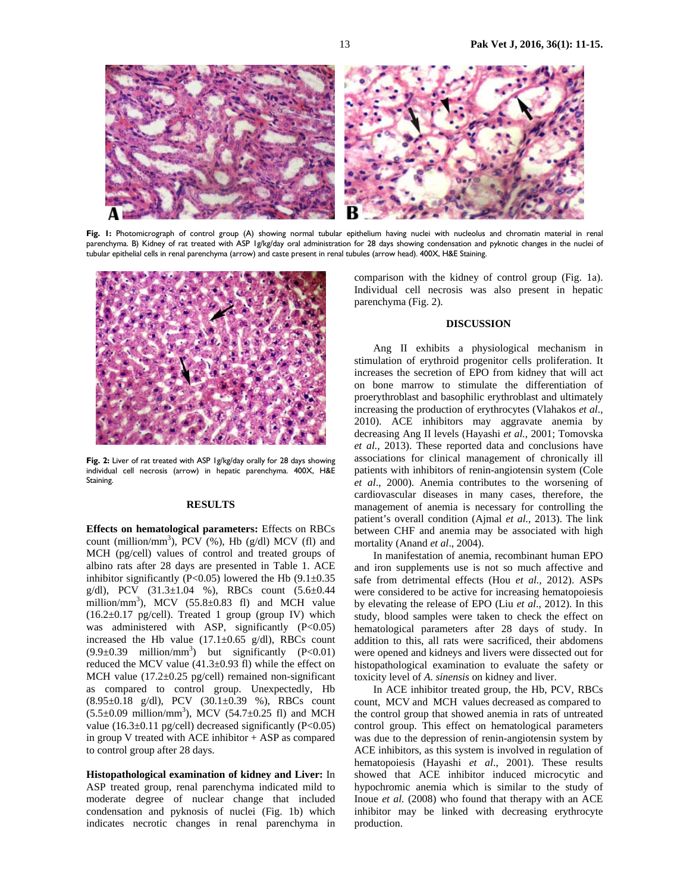Fig. 1: Photomicrograph of control group (A) showing normal tubular epithelium having nuclei with nucleolus and chromatin material in renal parenchyma. B) Kidney of rat treated with ASP 1g/kg/day oral administration for 28 days showing condensation and pyknotic changes in the nuclei of tubular epithelial cells in renal parenchyma (arrow) and caste present in renal tubules (arrow head). 400X, H&E Staining.

Fig. 2: Liver of rat treated with ASP 1g/kg/day orally for 28 days showing individual cell necrosis (arrow) in hepatic parenchyma. 400X, H&E Staining.

## RESULTS

**Effects on hematological parameters:** Effects on RBCs count (million/mm$^3$), PCV (%), Hb (g/dl) MCV (fl) and MCH (pg/cell) values of control and treated groups of albino rats after 28 days are presented in Table 1. ACE inhibitor significantly ($P<0.05$) lowered the Hb (9.1±0.35 g/dl), PCV (31.3±1.04 %), RBCs count (5.6±0.44 million/mm$^3$), MCV (55.8±0.83 fl) and MCH value (16.2±0.17 pg/cell). Treated 1 group (group IV) which was administered with ASP, significantly ($P<0.05$) increased the Hb value (17.1±0.65 g/dl), RBCs count (9.9±0.39 million/mm$^3$) but significantly ($P<0.01$) reduced the MCV value (41.3±0.93 fl) while the effect on MCH value (17.2±0.25 pg/cell) remained non-significant as compared to control group. Unexpectedly, Hb (8.95±0.18 g/dl), PCV (30.1±0.39 %), RBCs count (5.5±0.09 million/mm$^3$), MCV (54.7±0.25 fl) and MCH value (16.3±0.11 pg/cell) decreased significantly ($P<0.05$) in group V treated with ACE inhibitor + ASP as compared to control group after 28 days.

**Histopathological examination of kidney and Liver:** In ASP treated group, renal parenchyma indicated mild to moderate degree of nuclear change that included condensation and pyknosis of nuclei (Fig. 1b) which indicates necrotic changes in renal parenchyma in comparison with the kidney of control group (Fig. 1a). Individual cell necrosis was also present in hepatic parenchyma (Fig. 2).

## DISCUSSION

Ang II exhibits a physiological mechanism in stimulation of erythroid progenitor cells proliferation. It increases the secretion of EPO from kidney that will act on bone marrow to stimulate the differentiation of proerythroblast and basophilic erythroblast and ultimately increasing the production of erythrocytes (Vlahakos *et al*., 2010). ACE inhibitors may aggravate anemia by decreasing Ang II levels (Hayashi *et al.,* 2001; Tomovska *et al.,* 2013). These reported data and conclusions have associations for clinical management of chronically ill patients with inhibitors of renin-angiotensin system (Cole *et al*., 2000). Anemia contributes to the worsening of cardiovascular diseases in many cases, therefore, the management of anemia is necessary for controlling the patient's overall condition (Ajmal *et al.,* 2013). The link between CHF and anemia may be associated with high mortality (Anand *et al*., 2004).

In manifestation of anemia, recombinant human EPO and iron supplements use is not so much affective and safe from detrimental effects (Hou *et al.,* 2012). ASPs were considered to be active for increasing hematopoiesis by elevating the release of EPO (Liu *et al*., 2012). In this study, blood samples were taken to check the effect on hematological parameters after 28 days of study. In addition to this, all rats were sacrificed, their abdomens were opened and kidneys and livers were dissected out for histopathological examination to evaluate the safety or toxicity level of *A. sinensis* on kidney and liver.

In ACE inhibitor treated group, the Hb, PCV, RBCs count, MCV and MCH values decreased as compared to the control group that showed anemia in rats of untreated control group. This effect on hematological parameters was due to the depression of renin-angiotensin system by ACE inhibitors, as this system is involved in regulation of hematopoiesis (Hayashi *et al*., 2001). These results showed that ACE inhibitor induced microcytic and hypochromic anemia which is similar to the study of Inoue *et al.* (2008) who found that therapy with an ACE inhibitor may be linked with decreasing erythrocyte production.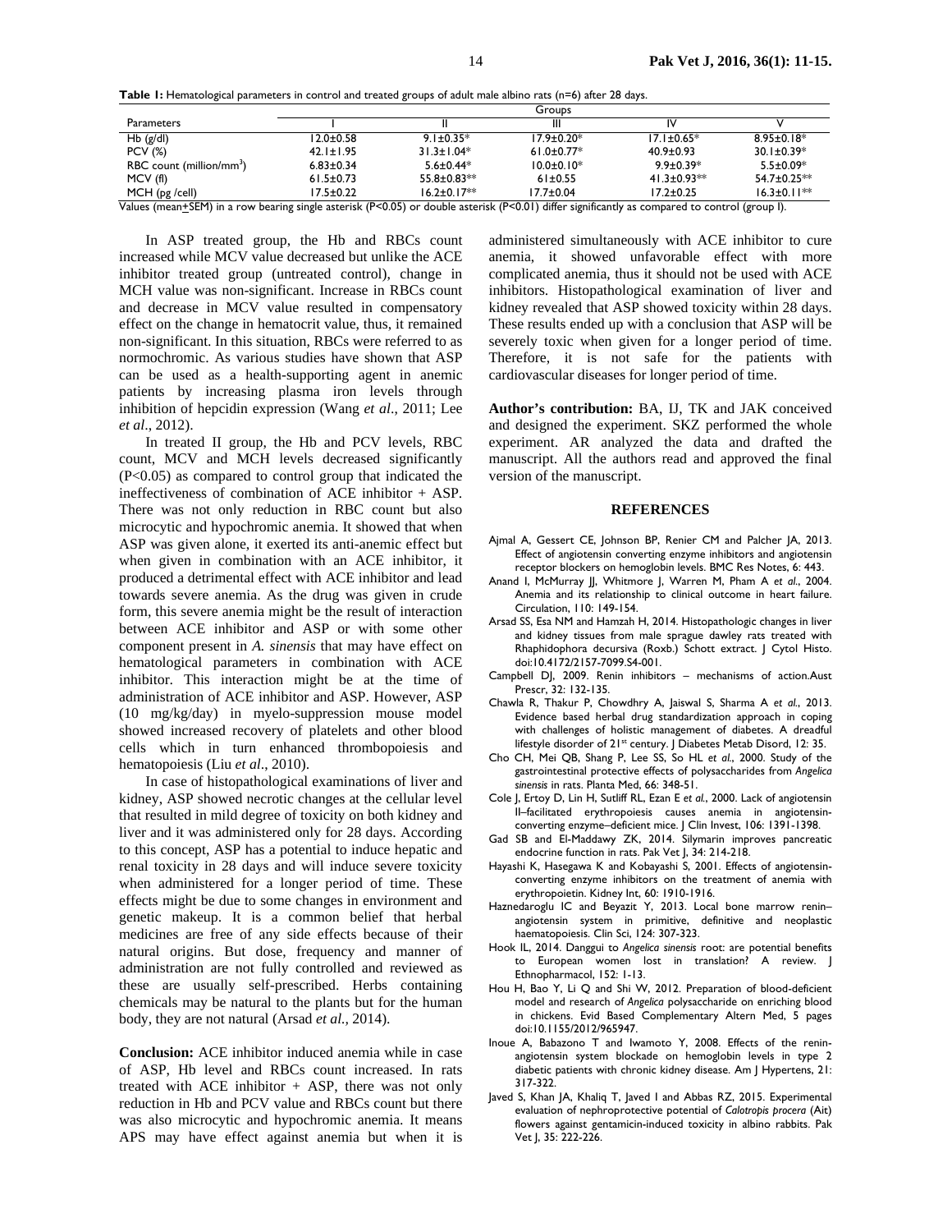**Table 1:** Hematological parameters in control and treated groups of adult male albino rats (n=6) after 28 days.

| Parameters | Groups | | | | |
|---|---|---|---|---|---|
| | I | II | III | IV | V |
| Hb (g/dl) | 12.0±0.58 | 9.1±0.35* | 17.9±0.20* | 17.1±0.65* | 8.95±0.18* |
| PCV (%) | 42.1±1.95 | 31.3±1.04* | 61.0±0.77* | 40.9±0.93 | 30.1±0.39* |
| RBC count (million/mm$^3$) | 6.83±0.34 | 5.6±0.44* | 10.0±0.10* | 9.9±0.39* | 5.5±0.09* |
| MCV (fl) | 61.5±0.73 | 55.8±0.83** | 61±0.55 | 41.3±0.93** | 54.7±0.25** |
| MCH (pg /cell) | 17.5±0.22 | 16.2±0.17** | 17.7±0.04 | 17.2±0.25 | 16.3±0.11** |

Values (mean±SEM) in a row bearing single asterisk (P<0.05) or double asterisk (P<0.01) differ significantly as compared to control (group I).

In ASP treated group, the Hb and RBCs count increased while MCV value decreased but unlike the ACE inhibitor treated group (untreated control), change in MCH value was non-significant. Increase in RBCs count and decrease in MCV value resulted in compensatory effect on the change in hematocrit value, thus, it remained non-significant. In this situation, RBCs were referred to as normochromic. As various studies have shown that ASP can be used as a health-supporting agent in anemic patients by increasing plasma iron levels through inhibition of hepcidin expression (Wang *et al*., 2011; Lee *et al*., 2012).

In treated II group, the Hb and PCV levels, RBC count, MCV and MCH levels decreased significantly (P<0.05) as compared to control group that indicated the ineffectiveness of combination of ACE inhibitor + ASP. There was not only reduction in RBC count but also microcytic and hypochromic anemia. It showed that when ASP was given alone, it exerted its anti-anemic effect but when given in combination with an ACE inhibitor, it produced a detrimental effect with ACE inhibitor and lead towards severe anemia. As the drug was given in crude form, this severe anemia might be the result of interaction between ACE inhibitor and ASP or with some other component present in *A. sinensis* that may have effect on hematological parameters in combination with ACE inhibitor. This interaction might be at the time of administration of ACE inhibitor and ASP. However, ASP (10 mg/kg/day) in myelo-suppression mouse model showed increased recovery of platelets and other blood cells which in turn enhanced thrombopoiesis and hematopoiesis (Liu *et al*., 2010).

In case of histopathological examinations of liver and kidney, ASP showed necrotic changes at the cellular level that resulted in mild degree of toxicity on both kidney and liver and it was administered only for 28 days. According to this concept, ASP has a potential to induce hepatic and renal toxicity in 28 days and will induce severe toxicity when administered for a longer period of time. These effects might be due to some changes in environment and genetic makeup. It is a common belief that herbal medicines are free of any side effects because of their natural origins. But dose, frequency and manner of administration are not fully controlled and reviewed as these are usually self-prescribed. Herbs containing chemicals may be natural to the plants but for the human body, they are not natural (Arsad *et al*., 2014).

**Conclusion:** ACE inhibitor induced anemia while in case of ASP, Hb level and RBCs count increased. In rats treated with ACE inhibitor + ASP, there was not only reduction in Hb and PCV value and RBCs count but there was also microcytic and hypochromic anemia. It means APS may have effect against anemia but when it is administered simultaneously with ACE inhibitor to cure anemia, it showed unfavorable effect with more complicated anemia, thus it should not be used with ACE inhibitors. Histopathological examination of liver and kidney revealed that ASP showed toxicity within 28 days. These results ended up with a conclusion that ASP will be severely toxic when given for a longer period of time. Therefore, it is not safe for the patients with cardiovascular diseases for longer period of time.

**Author's contribution:** BA, IJ, TK and JAK conceived and designed the experiment. SKZ performed the whole experiment. AR analyzed the data and drafted the manuscript. All the authors read and approved the final version of the manuscript.

## REFERENCES

- Ajmal A, Gessert CE, Johnson BP, Renier CM and Palcher JA, 2013. Effect of angiotensin converting enzyme inhibitors and angiotensin receptor blockers on hemoglobin levels. BMC Res Notes, 6: 443.
- Anand I, McMurray JJ, Whitmore J, Warren M, Pham A *et al*., 2004. Anemia and its relationship to clinical outcome in heart failure. Circulation, 110: 149-154.
- Arsad SS, Esa NM and Hamzah H, 2014. Histopathologic changes in liver and kidney tissues from male sprague dawley rats treated with Rhaphidophora decursiva (Roxb.) Schott extract. J Cytol Histo. doi:10.4172/2157-7099.S4-001.
- Campbell DJ, 2009. Renin inhibitors – mechanisms of action.Aust Prescr, 32: 132-135.
- Chawla R, Thakur P, Chowdhry A, Jaiswal S, Sharma A *et al*., 2013. Evidence based herbal drug standardization approach in coping with challenges of holistic management of diabetes. A dreadful lifestyle disorder of 21st century. J Diabetes Metab Disord, 12: 35.
- Cho CH, Mei QB, Shang P, Lee SS, So HL *et al*., 2000. Study of the gastrointestinal protective effects of polysaccharides from *Angelica sinensis* in rats. Planta Med, 66: 348-51.
- Cole J, Ertoy D, Lin H, Sutliff RL, Ezan E *et al*., 2000. Lack of angiotensin II–facilitated erythropoiesis causes anemia in angiotensin-converting enzyme–deficient mice. J Clin Invest, 106: 1391-1398.
- Gad SB and El-Maddawy ZK, 2014. Silymarin improves pancreatic endocrine function in rats. Pak Vet J, 34: 214-218.
- Hayashi K, Hasegawa K and Kobayashi S, 2001. Effects of angiotensin-converting enzyme inhibitors on the treatment of anemia with erythropoietin. Kidney Int, 60: 1910-1916.
- Haznedaroglu IC and Beyazit Y, 2013. Local bone marrow renin–angiotensin system in primitive, definitive and neoplastic haematopoiesis. Clin Sci, 124: 307-323.
- Hook IL, 2014. Danggui to *Angelica sinensis* root: are potential benefits to European women lost in translation? A review. J Ethnopharmacol, 152: 1-13.
- Hou H, Bao Y, Li Q and Shi W, 2012. Preparation of blood-deficient model and research of *Angelica* polysaccharide on enriching blood in chickens. Evid Based Complementary Altern Med, 5 pages doi:10.1155/2012/965947.
- Inoue A, Babazono T and Iwamoto Y, 2008. Effects of the renin-angiotensin system blockade on hemoglobin levels in type 2 diabetic patients with chronic kidney disease. Am J Hypertens, 21: 317-322.
- Javed S, Khan JA, Khaliq T, Javed I and Abbas RZ, 2015. Experimental evaluation of nephroprotective potential of *Calotropis procera* (Ait) flowers against gentamicin-induced toxicity in albino rabbits. Pak Vet J, 35: 222-226.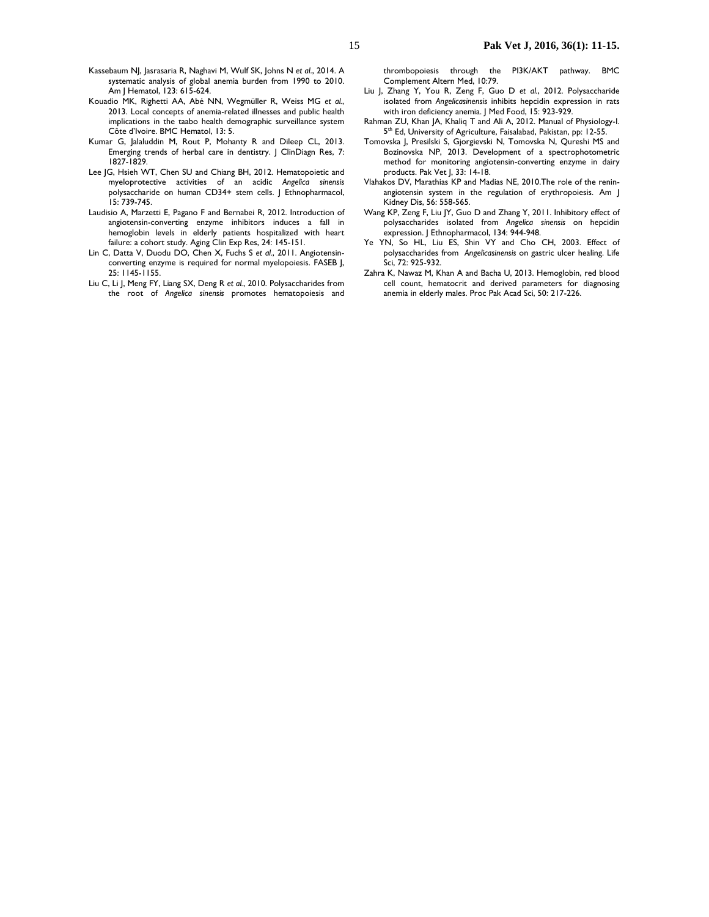Kassebaum NJ, Jasrasaria R, Naghavi M, Wulf SK, Johns N *et al.*, 2014. A systematic analysis of global anemia burden from 1990 to 2010. Am J Hematol, 123: 615-624.

Kouadio MK, Righetti AA, Abé NN, Wegmüller R, Weiss MG *et al.*, 2013. Local concepts of anemia-related illnesses and public health implications in the taabo health demographic surveillance system Côte d'Ivoire. BMC Hematol, 13: 5.

Kumar G, Jalaluddin M, Rout P, Mohanty R and Dileep CL, 2013. Emerging trends of herbal care in dentistry. J ClinDiagn Res, 7: 1827-1829.

Lee JG, Hsieh WT, Chen SU and Chiang BH, 2012. Hematopoietic and myeloprotective activities of an acidic *Angelica sinensis* polysaccharide on human CD34+ stem cells. J Ethnopharmacol, 15: 739-745.

Laudisio A, Marzetti E, Pagano F and Bernabei R, 2012. Introduction of angiotensin-converting enzyme inhibitors induces a fall in hemoglobin levels in elderly patients hospitalized with heart failure: a cohort study. Aging Clin Exp Res, 24: 145-151.

Lin C, Datta V, Duodu DO, Chen X, Fuchs S *et al.*, 2011. Angiotensin-converting enzyme is required for normal myelopoiesis. FASEB J, 25: 1145-1155.

Liu C, Li J, Meng FY, Liang SX, Deng R *et al.*, 2010. Polysaccharides from the root of *Angelica sinensis* promotes hematopoiesis and thrombopoiesis through the PI3K/AKT pathway. BMC Complement Altern Med, 10:79.

Liu J, Zhang Y, You R, Zeng F, Guo D *et al.*, 2012. Polysaccharide isolated from *Angelicasinensis* inhibits hepcidin expression in rats with iron deficiency anemia. J Med Food, 15: 923-929.

Rahman ZU, Khan JA, Khaliq T and Ali A, 2012. Manual of Physiology-I. 5th Ed, University of Agriculture, Faisalabad, Pakistan, pp: 12-55.

Tomovska J, Presilski S, Gjorgievski N, Tomovska N, Qureshi MS and Bozinovska NP, 2013. Development of a spectrophotometric method for monitoring angiotensin-converting enzyme in dairy products. Pak Vet J, 33: 14-18.

Vlahakos DV, Marathias KP and Madias NE, 2010.The role of the renin-angiotensin system in the regulation of erythropoiesis. Am J Kidney Dis, 56: 558-565.

Wang KP, Zeng F, Liu JY, Guo D and Zhang Y, 2011. Inhibitory effect of polysaccharides isolated from *Angelica sinensis* on hepcidin expression. J Ethnopharmacol, 134: 944-948.

Ye YN, So HL, Liu ES, Shin VY and Cho CH, 2003. Effect of polysaccharides from *Angelicasinensis* on gastric ulcer healing. Life Sci, 72: 925-932.

Zahra K, Nawaz M, Khan A and Bacha U, 2013. Hemoglobin, red blood cell count, hematocrit and derived parameters for diagnosing anemia in elderly males. Proc Pak Acad Sci, 50: 217-226.